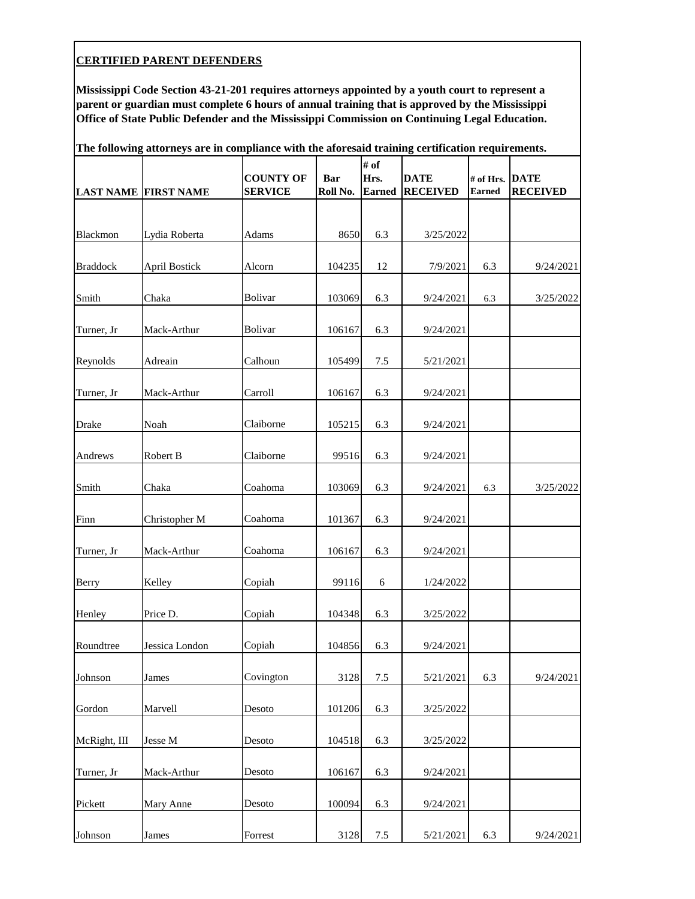**CERTIFIED PARENT DEFENDERS**

**Mississippi Code Section 43-21-201 requires attorneys appointed by a youth court to represent a parent or guardian must complete 6 hours of annual training that is approved by the Mississippi Office of State Public Defender and the Mississippi Commission on Continuing Legal Education.**

**The following attorneys are in compliance with the aforesaid training certification requirements.**

| LAST NAME | FIRST NAME | COUNTY OF SERVICE | Bar Roll No. | # of Hrs. Earned | DATE RECEIVED | # of Hrs. Earned | DATE RECEIVED |
|---|---|---|---|---|---|---|---|
| Blackmon | Lydia Roberta | Adams | 8650 | 6.3 | 3/25/2022 | | |
| Braddock | April Bostick | Alcorn | 104235 | 12 | 7/9/2021 | 6.3 | 9/24/2021 |
| Smith | Chaka | Bolivar | 103069 | 6.3 | 9/24/2021 | 6.3 | 3/25/2022 |
| Turner, Jr | Mack-Arthur | Bolivar | 106167 | 6.3 | 9/24/2021 | | |
| Reynolds | Adreain | Calhoun | 105499 | 7.5 | 5/21/2021 | | |
| Turner, Jr | Mack-Arthur | Carroll | 106167 | 6.3 | 9/24/2021 | | |
| Drake | Noah | Claiborne | 105215 | 6.3 | 9/24/2021 | | |
| Andrews | Robert B | Claiborne | 99516 | 6.3 | 9/24/2021 | | |
| Smith | Chaka | Coahoma | 103069 | 6.3 | 9/24/2021 | 6.3 | 3/25/2022 |
| Finn | Christopher M | Coahoma | 101367 | 6.3 | 9/24/2021 | | |
| Turner, Jr | Mack-Arthur | Coahoma | 106167 | 6.3 | 9/24/2021 | | |
| Berry | Kelley | Copiah | 99116 | 6 | 1/24/2022 | | |
| Henley | Price D. | Copiah | 104348 | 6.3 | 3/25/2022 | | |
| Roundtree | Jessica London | Copiah | 104856 | 6.3 | 9/24/2021 | | |
| Johnson | James | Covington | 3128 | 7.5 | 5/21/2021 | 6.3 | 9/24/2021 |
| Gordon | Marvell | Desoto | 101206 | 6.3 | 3/25/2022 | | |
| McRight, III | Jesse M | Desoto | 104518 | 6.3 | 3/25/2022 | | |
| Turner, Jr | Mack-Arthur | Desoto | 106167 | 6.3 | 9/24/2021 | | |
| Pickett | Mary Anne | Desoto | 100094 | 6.3 | 9/24/2021 | | |
| Johnson | James | Forrest | 3128 | 7.5 | 5/21/2021 | 6.3 | 9/24/2021 |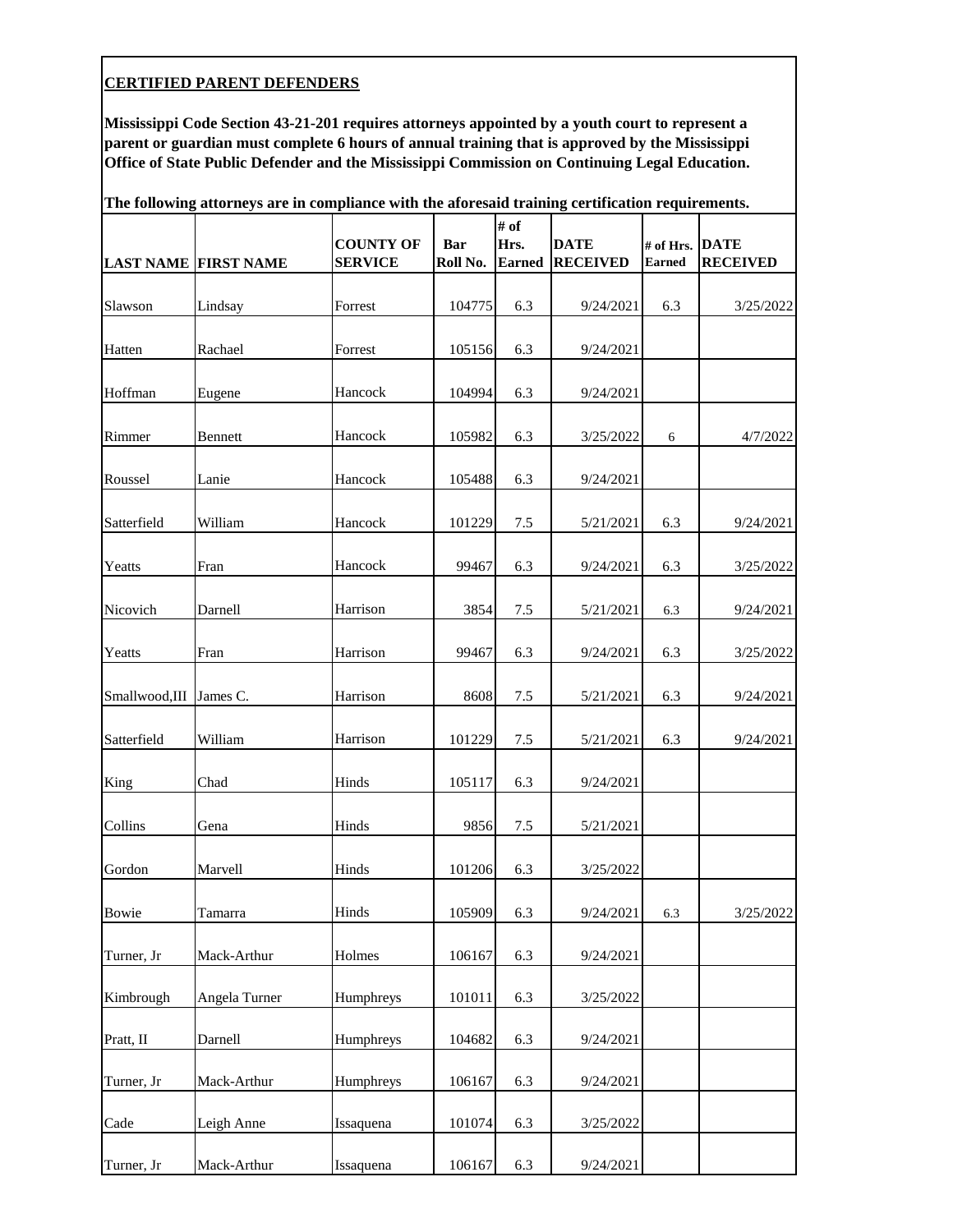**CERTIFIED PARENT DEFENDERS**

**Mississippi Code Section 43-21-201 requires attorneys appointed by a youth court to represent a parent or guardian must complete 6 hours of annual training that is approved by the Mississippi Office of State Public Defender and the Mississippi Commission on Continuing Legal Education.**

**The following attorneys are in compliance with the aforesaid training certification requirements.**

| LAST NAME | FIRST NAME | COUNTY OF SERVICE | Bar Roll No. | # of Hrs. Earned | DATE RECEIVED | # of Hrs. Earned | DATE RECEIVED |
|---|---|---|---|---|---|---|---|
| Slawson | Lindsay | Forrest | 104775 | 6.3 | 9/24/2021 | 6.3 | 3/25/2022 |
| Hatten | Rachael | Forrest | 105156 | 6.3 | 9/24/2021 | | |
| Hoffman | Eugene | Hancock | 104994 | 6.3 | 9/24/2021 | | |
| Rimmer | Bennett | Hancock | 105982 | 6.3 | 3/25/2022 | 6 | 4/7/2022 |
| Roussel | Lanie | Hancock | 105488 | 6.3 | 9/24/2021 | | |
| Satterfield | William | Hancock | 101229 | 7.5 | 5/21/2021 | 6.3 | 9/24/2021 |
| Yeatts | Fran | Hancock | 99467 | 6.3 | 9/24/2021 | 6.3 | 3/25/2022 |
| Nicovich | Darnell | Harrison | 3854 | 7.5 | 5/21/2021 | 6.3 | 9/24/2021 |
| Yeatts | Fran | Harrison | 99467 | 6.3 | 9/24/2021 | 6.3 | 3/25/2022 |
| Smallwood,III | James C. | Harrison | 8608 | 7.5 | 5/21/2021 | 6.3 | 9/24/2021 |
| Satterfield | William | Harrison | 101229 | 7.5 | 5/21/2021 | 6.3 | 9/24/2021 |
| King | Chad | Hinds | 105117 | 6.3 | 9/24/2021 | | |
| Collins | Gena | Hinds | 9856 | 7.5 | 5/21/2021 | | |
| Gordon | Marvell | Hinds | 101206 | 6.3 | 3/25/2022 | | |
| Bowie | Tamarra | Hinds | 105909 | 6.3 | 9/24/2021 | 6.3 | 3/25/2022 |
| Turner, Jr | Mack-Arthur | Holmes | 106167 | 6.3 | 9/24/2021 | | |
| Kimbrough | Angela Turner | Humphreys | 101011 | 6.3 | 3/25/2022 | | |
| Pratt, II | Darnell | Humphreys | 104682 | 6.3 | 9/24/2021 | | |
| Turner, Jr | Mack-Arthur | Humphreys | 106167 | 6.3 | 9/24/2021 | | |
| Cade | Leigh Anne | Issaquena | 101074 | 6.3 | 3/25/2022 | | |
| Turner, Jr | Mack-Arthur | Issaquena | 106167 | 6.3 | 9/24/2021 | | |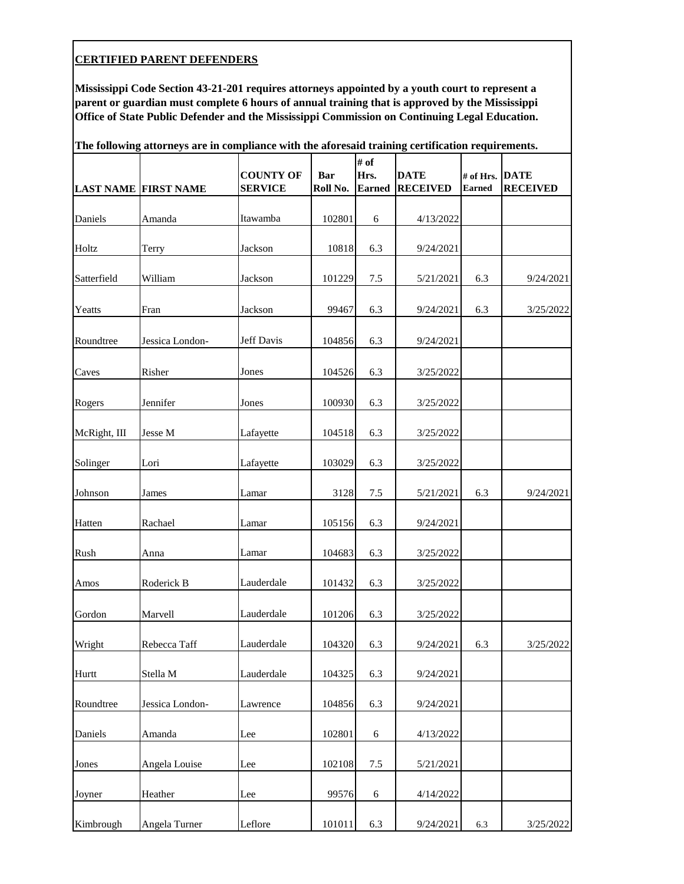**CERTIFIED PARENT DEFENDERS**

**Mississippi Code Section 43-21-201 requires attorneys appointed by a youth court to represent a parent or guardian must complete 6 hours of annual training that is approved by the Mississippi Office of State Public Defender and the Mississippi Commission on Continuing Legal Education.**

**The following attorneys are in compliance with the aforesaid training certification requirements.**

| LAST NAME | FIRST NAME | COUNTY OF SERVICE | Bar Roll No. | # of Hrs. Earned | DATE RECEIVED | # of Hrs. Earned | DATE RECEIVED |
|---|---|---|---|---|---|---|---|
| Daniels | Amanda | Itawamba | 102801 | 6 | 4/13/2022 | | |
| Holtz | Terry | Jackson | 10818 | 6.3 | 9/24/2021 | | |
| Satterfield | William | Jackson | 101229 | 7.5 | 5/21/2021 | 6.3 | 9/24/2021 |
| Yeatts | Fran | Jackson | 99467 | 6.3 | 9/24/2021 | 6.3 | 3/25/2022 |
| Roundtree | Jessica London- | Jeff Davis | 104856 | 6.3 | 9/24/2021 | | |
| Caves | Risher | Jones | 104526 | 6.3 | 3/25/2022 | | |
| Rogers | Jennifer | Jones | 100930 | 6.3 | 3/25/2022 | | |
| McRight, III | Jesse M | Lafayette | 104518 | 6.3 | 3/25/2022 | | |
| Solinger | Lori | Lafayette | 103029 | 6.3 | 3/25/2022 | | |
| Johnson | James | Lamar | 3128 | 7.5 | 5/21/2021 | 6.3 | 9/24/2021 |
| Hatten | Rachael | Lamar | 105156 | 6.3 | 9/24/2021 | | |
| Rush | Anna | Lamar | 104683 | 6.3 | 3/25/2022 | | |
| Amos | Roderick B | Lauderdale | 101432 | 6.3 | 3/25/2022 | | |
| Gordon | Marvell | Lauderdale | 101206 | 6.3 | 3/25/2022 | | |
| Wright | Rebecca Taff | Lauderdale | 104320 | 6.3 | 9/24/2021 | 6.3 | 3/25/2022 |
| Hurtt | Stella M | Lauderdale | 104325 | 6.3 | 9/24/2021 | | |
| Roundtree | Jessica London- | Lawrence | 104856 | 6.3 | 9/24/2021 | | |
| Daniels | Amanda | Lee | 102801 | 6 | 4/13/2022 | | |
| Jones | Angela Louise | Lee | 102108 | 7.5 | 5/21/2021 | | |
| Joyner | Heather | Lee | 99576 | 6 | 4/14/2022 | | |
| Kimbrough | Angela Turner | Leflore | 101011 | 6.3 | 9/24/2021 | 6.3 | 3/25/2022 |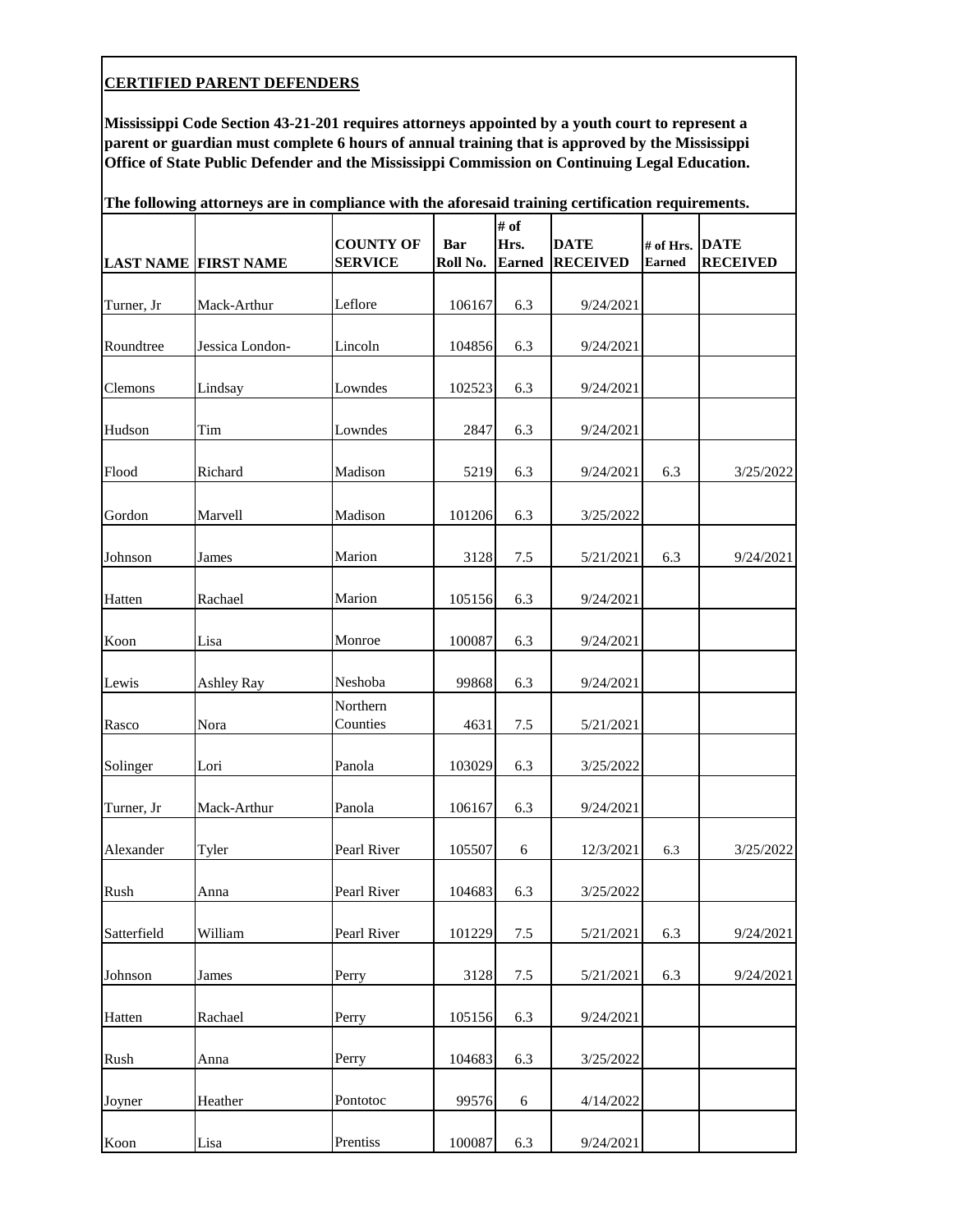**CERTIFIED PARENT DEFENDERS**

**Mississippi Code Section 43-21-201 requires attorneys appointed by a youth court to represent a parent or guardian must complete 6 hours of annual training that is approved by the Mississippi Office of State Public Defender and the Mississippi Commission on Continuing Legal Education.**

**The following attorneys are in compliance with the aforesaid training certification requirements.**

| LAST NAME | FIRST NAME | COUNTY OF SERVICE | Bar Roll No. | # of Hrs. Earned | DATE RECEIVED | # of Hrs. Earned | DATE RECEIVED |
|---|---|---|---|---|---|---|---|
| Turner, Jr | Mack-Arthur | Leflore | 106167 | 6.3 | 9/24/2021 | | |
| Roundtree | Jessica London- | Lincoln | 104856 | 6.3 | 9/24/2021 | | |
| Clemons | Lindsay | Lowndes | 102523 | 6.3 | 9/24/2021 | | |
| Hudson | Tim | Lowndes | 2847 | 6.3 | 9/24/2021 | | |
| Flood | Richard | Madison | 5219 | 6.3 | 9/24/2021 | 6.3 | 3/25/2022 |
| Gordon | Marvell | Madison | 101206 | 6.3 | 3/25/2022 | | |
| Johnson | James | Marion | 3128 | 7.5 | 5/21/2021 | 6.3 | 9/24/2021 |
| Hatten | Rachael | Marion | 105156 | 6.3 | 9/24/2021 | | |
| Koon | Lisa | Monroe | 100087 | 6.3 | 9/24/2021 | | |
| Lewis | Ashley Ray | Neshoba | 99868 | 6.3 | 9/24/2021 | | |
| Rasco | Nora | Northern Counties | 4631 | 7.5 | 5/21/2021 | | |
| Solinger | Lori | Panola | 103029 | 6.3 | 3/25/2022 | | |
| Turner, Jr | Mack-Arthur | Panola | 106167 | 6.3 | 9/24/2021 | | |
| Alexander | Tyler | Pearl River | 105507 | 6 | 12/3/2021 | 6.3 | 3/25/2022 |
| Rush | Anna | Pearl River | 104683 | 6.3 | 3/25/2022 | | |
| Satterfield | William | Pearl River | 101229 | 7.5 | 5/21/2021 | 6.3 | 9/24/2021 |
| Johnson | James | Perry | 3128 | 7.5 | 5/21/2021 | 6.3 | 9/24/2021 |
| Hatten | Rachael | Perry | 105156 | 6.3 | 9/24/2021 | | |
| Rush | Anna | Perry | 104683 | 6.3 | 3/25/2022 | | |
| Joyner | Heather | Pontotoc | 99576 | 6 | 4/14/2022 | | |
| Koon | Lisa | Prentiss | 100087 | 6.3 | 9/24/2021 | | |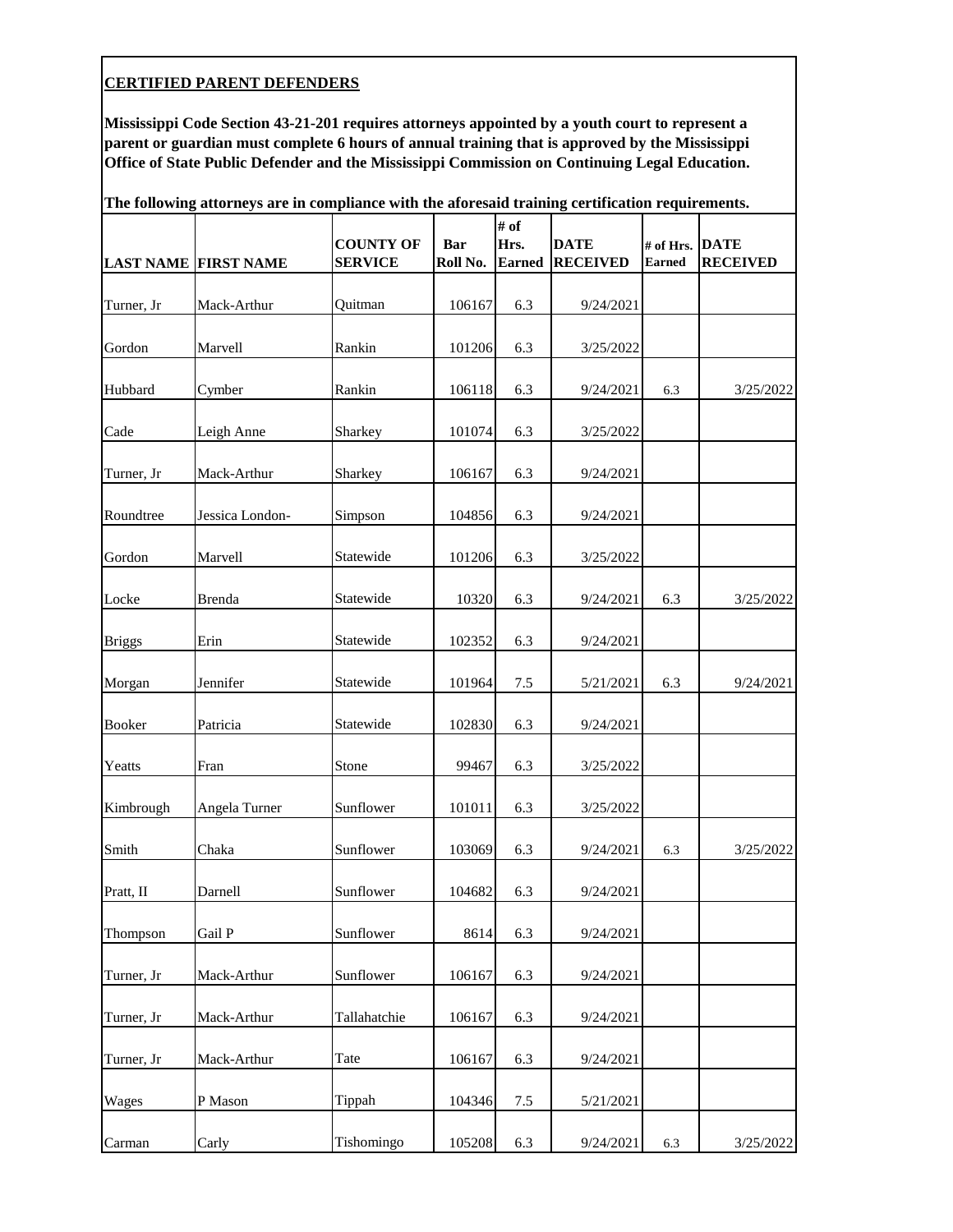**CERTIFIED PARENT DEFENDERS**

**Mississippi Code Section 43-21-201 requires attorneys appointed by a youth court to represent a parent or guardian must complete 6 hours of annual training that is approved by the Mississippi Office of State Public Defender and the Mississippi Commission on Continuing Legal Education.**

**The following attorneys are in compliance with the aforesaid training certification requirements.**

| LAST NAME | FIRST NAME | COUNTY OF SERVICE | Bar Roll No. | # of Hrs. Earned | DATE RECEIVED | # of Hrs. Earned | DATE RECEIVED |
|---|---|---|---|---|---|---|---|
| Turner, Jr | Mack-Arthur | Quitman | 106167 | 6.3 | 9/24/2021 | | |
| Gordon | Marvell | Rankin | 101206 | 6.3 | 3/25/2022 | | |
| Hubbard | Cymber | Rankin | 106118 | 6.3 | 9/24/2021 | 6.3 | 3/25/2022 |
| Cade | Leigh Anne | Sharkey | 101074 | 6.3 | 3/25/2022 | | |
| Turner, Jr | Mack-Arthur | Sharkey | 106167 | 6.3 | 9/24/2021 | | |
| Roundtree | Jessica London- | Simpson | 104856 | 6.3 | 9/24/2021 | | |
| Gordon | Marvell | Statewide | 101206 | 6.3 | 3/25/2022 | | |
| Locke | Brenda | Statewide | 10320 | 6.3 | 9/24/2021 | 6.3 | 3/25/2022 |
| Briggs | Erin | Statewide | 102352 | 6.3 | 9/24/2021 | | |
| Morgan | Jennifer | Statewide | 101964 | 7.5 | 5/21/2021 | 6.3 | 9/24/2021 |
| Booker | Patricia | Statewide | 102830 | 6.3 | 9/24/2021 | | |
| Yeatts | Fran | Stone | 99467 | 6.3 | 3/25/2022 | | |
| Kimbrough | Angela Turner | Sunflower | 101011 | 6.3 | 3/25/2022 | | |
| Smith | Chaka | Sunflower | 103069 | 6.3 | 9/24/2021 | 6.3 | 3/25/2022 |
| Pratt, II | Darnell | Sunflower | 104682 | 6.3 | 9/24/2021 | | |
| Thompson | Gail P | Sunflower | 8614 | 6.3 | 9/24/2021 | | |
| Turner, Jr | Mack-Arthur | Sunflower | 106167 | 6.3 | 9/24/2021 | | |
| Turner, Jr | Mack-Arthur | Tallahatchie | 106167 | 6.3 | 9/24/2021 | | |
| Turner, Jr | Mack-Arthur | Tate | 106167 | 6.3 | 9/24/2021 | | |
| Wages | P Mason | Tippah | 104346 | 7.5 | 5/21/2021 | | |
| Carman | Carly | Tishomingo | 105208 | 6.3 | 9/24/2021 | 6.3 | 3/25/2022 |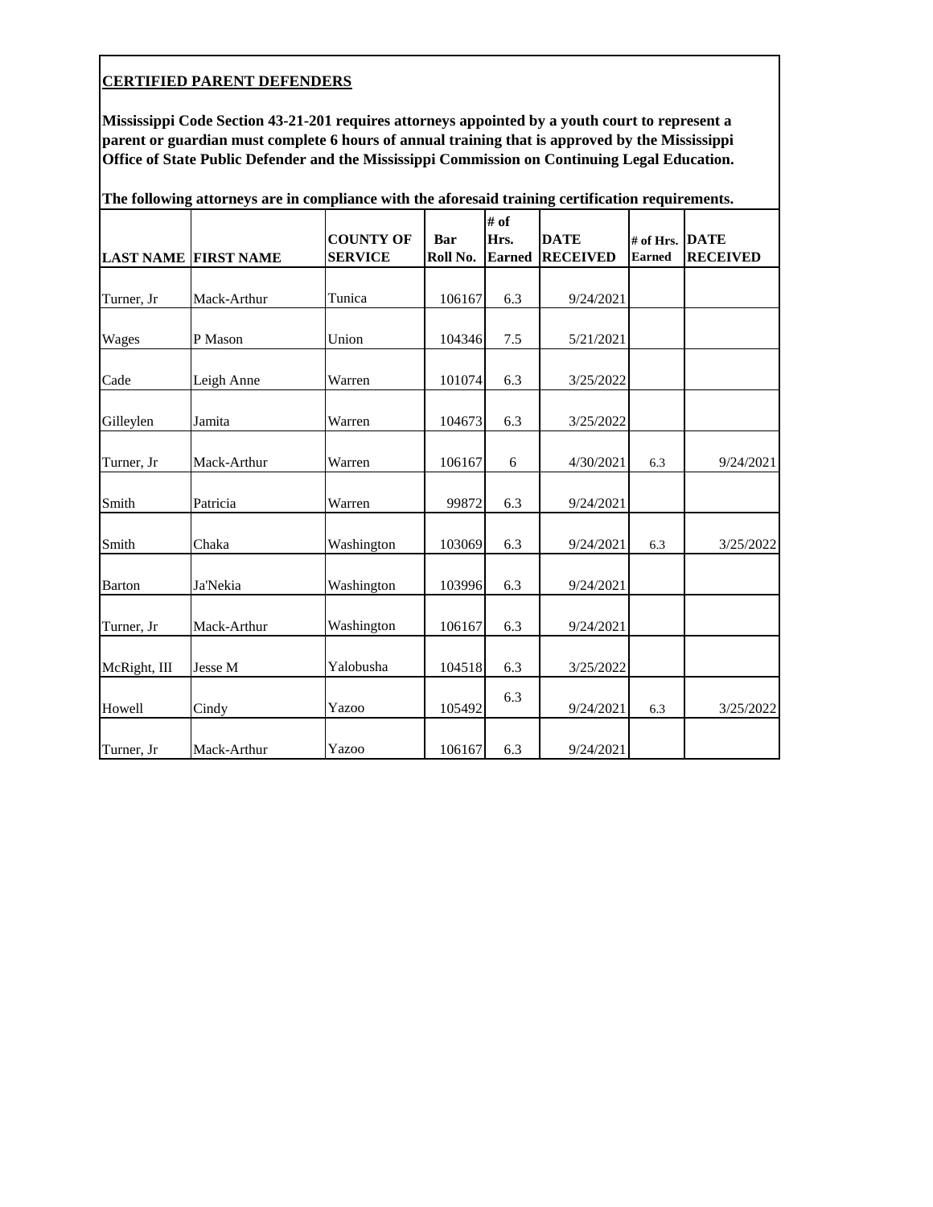**CERTIFIED PARENT DEFENDERS**

**Mississippi Code Section 43-21-201 requires attorneys appointed by a youth court to represent a parent or guardian must complete 6 hours of annual training that is approved by the Mississippi Office of State Public Defender and the Mississippi Commission on Continuing Legal Education.**

**The following attorneys are in compliance with the aforesaid training certification requirements.**

| LAST NAME | FIRST NAME | COUNTY OF SERVICE | Bar Roll No. | # of Hrs. Earned | DATE RECEIVED | # of Hrs. Earned | DATE RECEIVED |
|---|---|---|---|---|---|---|---|
| Turner, Jr | Mack-Arthur | Tunica | 106167 | 6.3 | 9/24/2021 | | |
| Wages | P Mason | Union | 104346 | 7.5 | 5/21/2021 | | |
| Cade | Leigh Anne | Warren | 101074 | 6.3 | 3/25/2022 | | |
| Gilleylen | Jamita | Warren | 104673 | 6.3 | 3/25/2022 | | |
| Turner, Jr | Mack-Arthur | Warren | 106167 | 6 | 4/30/2021 | 6.3 | 9/24/2021 |
| Smith | Patricia | Warren | 99872 | 6.3 | 9/24/2021 | | |
| Smith | Chaka | Washington | 103069 | 6.3 | 9/24/2021 | 6.3 | 3/25/2022 |
| Barton | Ja'Nekia | Washington | 103996 | 6.3 | 9/24/2021 | | |
| Turner, Jr | Mack-Arthur | Washington | 106167 | 6.3 | 9/24/2021 | | |
| McRight, III | Jesse M | Yalobusha | 104518 | 6.3 | 3/25/2022 | | |
| Howell | Cindy | Yazoo | 105492 | 6.3 | 9/24/2021 | 6.3 | 3/25/2022 |
| Turner, Jr | Mack-Arthur | Yazoo | 106167 | 6.3 | 9/24/2021 | | |